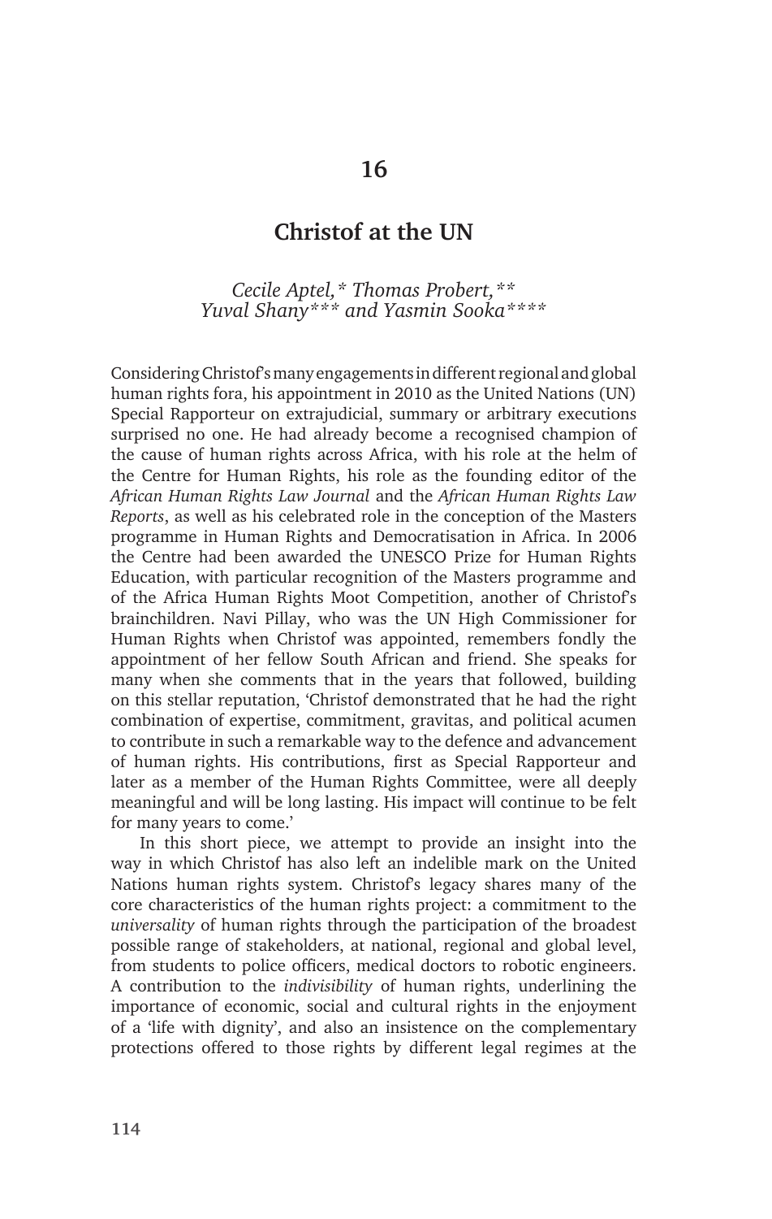# 16

## Christof at the UN

*Cecile Aptel,\* Thomas Probert,\*\* Yuval Shany\*\*\* and Yasmin Sooka\*\*\*\**

Considering Christof's many engagements in different regional and global human rights fora, his appointment in 2010 as the United Nations (UN) Special Rapporteur on extrajudicial, summary or arbitrary executions surprised no one. He had already become a recognised champion of the cause of human rights across Africa, with his role at the helm of the Centre for Human Rights, his role as the founding editor of the *African Human Rights Law Journal* and the *African Human Rights Law Reports*, as well as his celebrated role in the conception of the Masters programme in Human Rights and Democratisation in Africa. In 2006 the Centre had been awarded the UNESCO Prize for Human Rights Education, with particular recognition of the Masters programme and of the Africa Human Rights Moot Competition, another of Christof's brainchildren. Navi Pillay, who was the UN High Commissioner for Human Rights when Christof was appointed, remembers fondly the appointment of her fellow South African and friend. She speaks for many when she comments that in the years that followed, building on this stellar reputation, 'Christof demonstrated that he had the right combination of expertise, commitment, gravitas, and political acumen to contribute in such a remarkable way to the defence and advancement of human rights. His contributions, first as Special Rapporteur and later as a member of the Human Rights Committee, were all deeply meaningful and will be long lasting. His impact will continue to be felt for many years to come.'

In this short piece, we attempt to provide an insight into the way in which Christof has also left an indelible mark on the United Nations human rights system. Christof's legacy shares many of the core characteristics of the human rights project: a commitment to the *universality* of human rights through the participation of the broadest possible range of stakeholders, at national, regional and global level, from students to police officers, medical doctors to robotic engineers. A contribution to the *indivisibility* of human rights, underlining the importance of economic, social and cultural rights in the enjoyment of a 'life with dignity', and also an insistence on the complementary protections offered to those rights by different legal regimes at the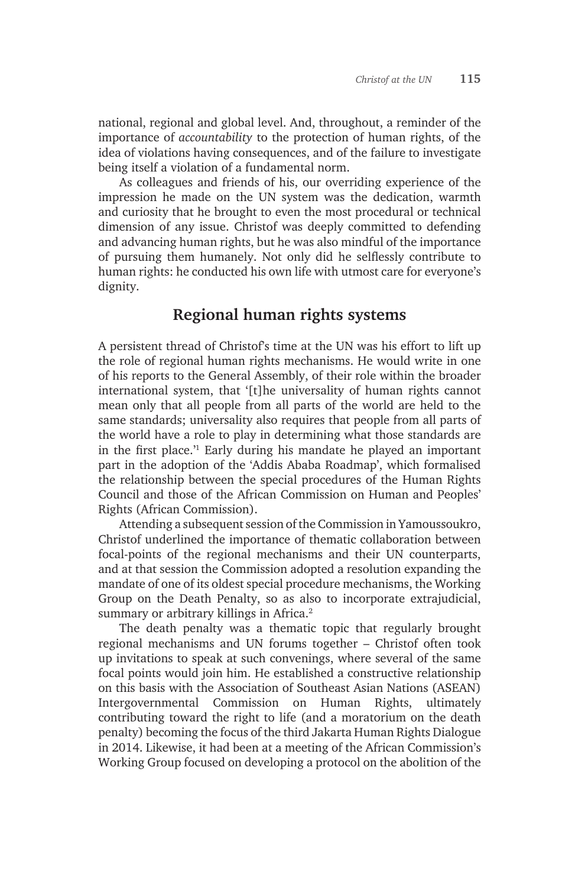national, regional and global level. And, throughout, a reminder of the importance of *accountability* to the protection of human rights, of the idea of violations having consequences, and of the failure to investigate being itself a violation of a fundamental norm.

As colleagues and friends of his, our overriding experience of the impression he made on the UN system was the dedication, warmth and curiosity that he brought to even the most procedural or technical dimension of any issue. Christof was deeply committed to defending and advancing human rights, but he was also mindful of the importance of pursuing them humanely. Not only did he selflessly contribute to human rights: he conducted his own life with utmost care for everyone's dignity.

## Regional human rights systems

A persistent thread of Christof's time at the UN was his effort to lift up the role of regional human rights mechanisms. He would write in one of his reports to the General Assembly, of their role within the broader international system, that '[t]he universality of human rights cannot mean only that all people from all parts of the world are held to the same standards; universality also requires that people from all parts of the world have a role to play in determining what those standards are in the first place.'[1] Early during his mandate he played an important part in the adoption of the 'Addis Ababa Roadmap', which formalised the relationship between the special procedures of the Human Rights Council and those of the African Commission on Human and Peoples' Rights (African Commission).

Attending a subsequent session of the Commission in Yamoussoukro, Christof underlined the importance of thematic collaboration between focal-points of the regional mechanisms and their UN counterparts, and at that session the Commission adopted a resolution expanding the mandate of one of its oldest special procedure mechanisms, the Working Group on the Death Penalty, so as also to incorporate extrajudicial, summary or arbitrary killings in Africa.[2]

The death penalty was a thematic topic that regularly brought regional mechanisms and UN forums together – Christof often took up invitations to speak at such convenings, where several of the same focal points would join him. He established a constructive relationship on this basis with the Association of Southeast Asian Nations (ASEAN) Intergovernmental Commission on Human Rights, ultimately contributing toward the right to life (and a moratorium on the death penalty) becoming the focus of the third Jakarta Human Rights Dialogue in 2014. Likewise, it had been at a meeting of the African Commission's Working Group focused on developing a protocol on the abolition of the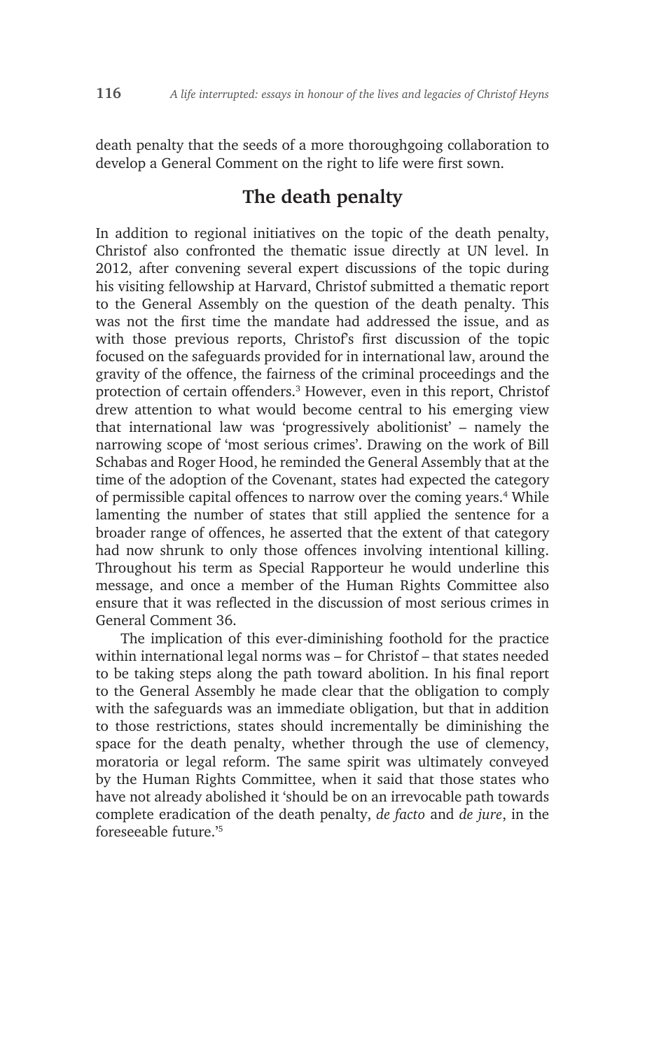death penalty that the seeds of a more thoroughgoing collaboration to develop a General Comment on the right to life were first sown.

## The death penalty

In addition to regional initiatives on the topic of the death penalty, Christof also confronted the thematic issue directly at UN level. In 2012, after convening several expert discussions of the topic during his visiting fellowship at Harvard, Christof submitted a thematic report to the General Assembly on the question of the death penalty. This was not the first time the mandate had addressed the issue, and as with those previous reports, Christof's first discussion of the topic focused on the safeguards provided for in international law, around the gravity of the offence, the fairness of the criminal proceedings and the protection of certain offenders.[3] However, even in this report, Christof drew attention to what would become central to his emerging view that international law was 'progressively abolitionist' – namely the narrowing scope of 'most serious crimes'. Drawing on the work of Bill Schabas and Roger Hood, he reminded the General Assembly that at the time of the adoption of the Covenant, states had expected the category of permissible capital offences to narrow over the coming years.[4] While lamenting the number of states that still applied the sentence for a broader range of offences, he asserted that the extent of that category had now shrunk to only those offences involving intentional killing. Throughout his term as Special Rapporteur he would underline this message, and once a member of the Human Rights Committee also ensure that it was reflected in the discussion of most serious crimes in General Comment 36.

The implication of this ever-diminishing foothold for the practice within international legal norms was – for Christof – that states needed to be taking steps along the path toward abolition. In his final report to the General Assembly he made clear that the obligation to comply with the safeguards was an immediate obligation, but that in addition to those restrictions, states should incrementally be diminishing the space for the death penalty, whether through the use of clemency, moratoria or legal reform. The same spirit was ultimately conveyed by the Human Rights Committee, when it said that those states who have not already abolished it 'should be on an irrevocable path towards complete eradication of the death penalty, *de facto* and *de jure*, in the foreseeable future.'[5]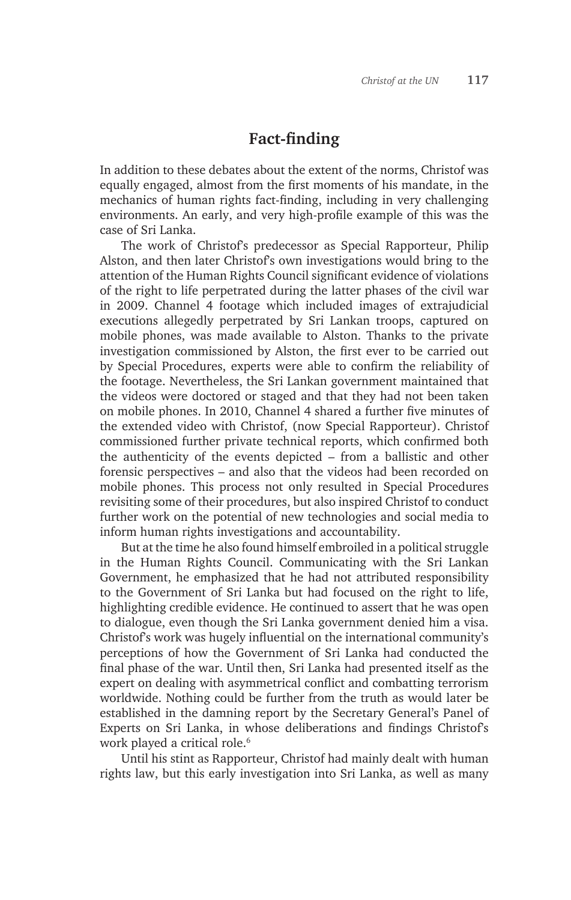## Fact-finding

In addition to these debates about the extent of the norms, Christof was equally engaged, almost from the first moments of his mandate, in the mechanics of human rights fact-finding, including in very challenging environments. An early, and very high-profile example of this was the case of Sri Lanka.

The work of Christof's predecessor as Special Rapporteur, Philip Alston, and then later Christof's own investigations would bring to the attention of the Human Rights Council significant evidence of violations of the right to life perpetrated during the latter phases of the civil war in 2009. Channel 4 footage which included images of extrajudicial executions allegedly perpetrated by Sri Lankan troops, captured on mobile phones, was made available to Alston. Thanks to the private investigation commissioned by Alston, the first ever to be carried out by Special Procedures, experts were able to confirm the reliability of the footage. Nevertheless, the Sri Lankan government maintained that the videos were doctored or staged and that they had not been taken on mobile phones. In 2010, Channel 4 shared a further five minutes of the extended video with Christof, (now Special Rapporteur). Christof commissioned further private technical reports, which confirmed both the authenticity of the events depicted – from a ballistic and other forensic perspectives – and also that the videos had been recorded on mobile phones. This process not only resulted in Special Procedures revisiting some of their procedures, but also inspired Christof to conduct further work on the potential of new technologies and social media to inform human rights investigations and accountability.

But at the time he also found himself embroiled in a political struggle in the Human Rights Council. Communicating with the Sri Lankan Government, he emphasized that he had not attributed responsibility to the Government of Sri Lanka but had focused on the right to life, highlighting credible evidence. He continued to assert that he was open to dialogue, even though the Sri Lanka government denied him a visa. Christof's work was hugely influential on the international community's perceptions of how the Government of Sri Lanka had conducted the final phase of the war. Until then, Sri Lanka had presented itself as the expert on dealing with asymmetrical conflict and combatting terrorism worldwide. Nothing could be further from the truth as would later be established in the damning report by the Secretary General's Panel of Experts on Sri Lanka, in whose deliberations and findings Christof's work played a critical role.[6]

Until his stint as Rapporteur, Christof had mainly dealt with human rights law, but this early investigation into Sri Lanka, as well as many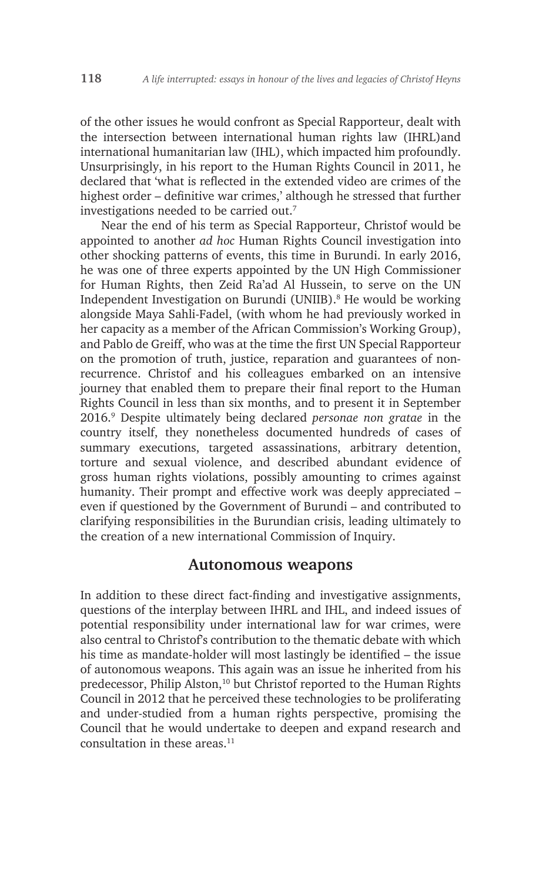of the other issues he would confront as Special Rapporteur, dealt with the intersection between international human rights law (IHRL)and international humanitarian law (IHL), which impacted him profoundly. Unsurprisingly, in his report to the Human Rights Council in 2011, he declared that 'what is reflected in the extended video are crimes of the highest order – definitive war crimes,' although he stressed that further investigations needed to be carried out.[7]

Near the end of his term as Special Rapporteur, Christof would be appointed to another *ad hoc* Human Rights Council investigation into other shocking patterns of events, this time in Burundi. In early 2016, he was one of three experts appointed by the UN High Commissioner for Human Rights, then Zeid Ra'ad Al Hussein, to serve on the UN Independent Investigation on Burundi (UNIIB).[8] He would be working alongside Maya Sahli-Fadel, (with whom he had previously worked in her capacity as a member of the African Commission's Working Group), and Pablo de Greiff, who was at the time the first UN Special Rapporteur on the promotion of truth, justice, reparation and guarantees of non-recurrence. Christof and his colleagues embarked on an intensive journey that enabled them to prepare their final report to the Human Rights Council in less than six months, and to present it in September 2016.[9] Despite ultimately being declared *personae non gratae* in the country itself, they nonetheless documented hundreds of cases of summary executions, targeted assassinations, arbitrary detention, torture and sexual violence, and described abundant evidence of gross human rights violations, possibly amounting to crimes against humanity. Their prompt and effective work was deeply appreciated – even if questioned by the Government of Burundi – and contributed to clarifying responsibilities in the Burundian crisis, leading ultimately to the creation of a new international Commission of Inquiry.

## Autonomous weapons

In addition to these direct fact-finding and investigative assignments, questions of the interplay between IHRL and IHL, and indeed issues of potential responsibility under international law for war crimes, were also central to Christof's contribution to the thematic debate with which his time as mandate-holder will most lastingly be identified – the issue of autonomous weapons. This again was an issue he inherited from his predecessor, Philip Alston,[10] but Christof reported to the Human Rights Council in 2012 that he perceived these technologies to be proliferating and under-studied from a human rights perspective, promising the Council that he would undertake to deepen and expand research and consultation in these areas.[11]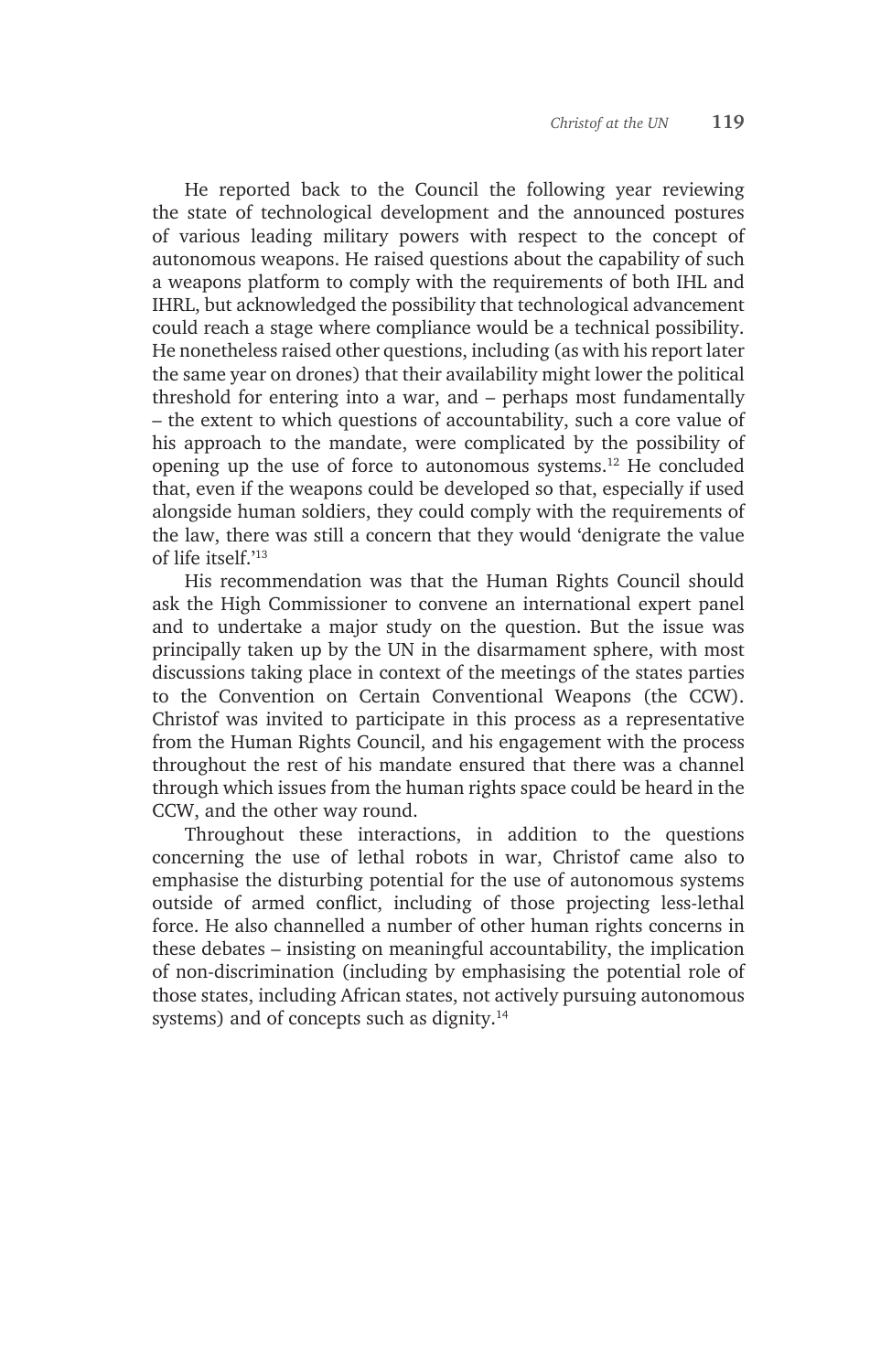He reported back to the Council the following year reviewing the state of technological development and the announced postures of various leading military powers with respect to the concept of autonomous weapons. He raised questions about the capability of such a weapons platform to comply with the requirements of both IHL and IHRL, but acknowledged the possibility that technological advancement could reach a stage where compliance would be a technical possibility. He nonetheless raised other questions, including (as with his report later the same year on drones) that their availability might lower the political threshold for entering into a war, and – perhaps most fundamentally – the extent to which questions of accountability, such a core value of his approach to the mandate, were complicated by the possibility of opening up the use of force to autonomous systems.[12] He concluded that, even if the weapons could be developed so that, especially if used alongside human soldiers, they could comply with the requirements of the law, there was still a concern that they would 'denigrate the value of life itself.'[13]

His recommendation was that the Human Rights Council should ask the High Commissioner to convene an international expert panel and to undertake a major study on the question. But the issue was principally taken up by the UN in the disarmament sphere, with most discussions taking place in context of the meetings of the states parties to the Convention on Certain Conventional Weapons (the CCW). Christof was invited to participate in this process as a representative from the Human Rights Council, and his engagement with the process throughout the rest of his mandate ensured that there was a channel through which issues from the human rights space could be heard in the CCW, and the other way round.

Throughout these interactions, in addition to the questions concerning the use of lethal robots in war, Christof came also to emphasise the disturbing potential for the use of autonomous systems outside of armed conflict, including of those projecting less-lethal force. He also channelled a number of other human rights concerns in these debates – insisting on meaningful accountability, the implication of non-discrimination (including by emphasising the potential role of those states, including African states, not actively pursuing autonomous systems) and of concepts such as dignity.[14]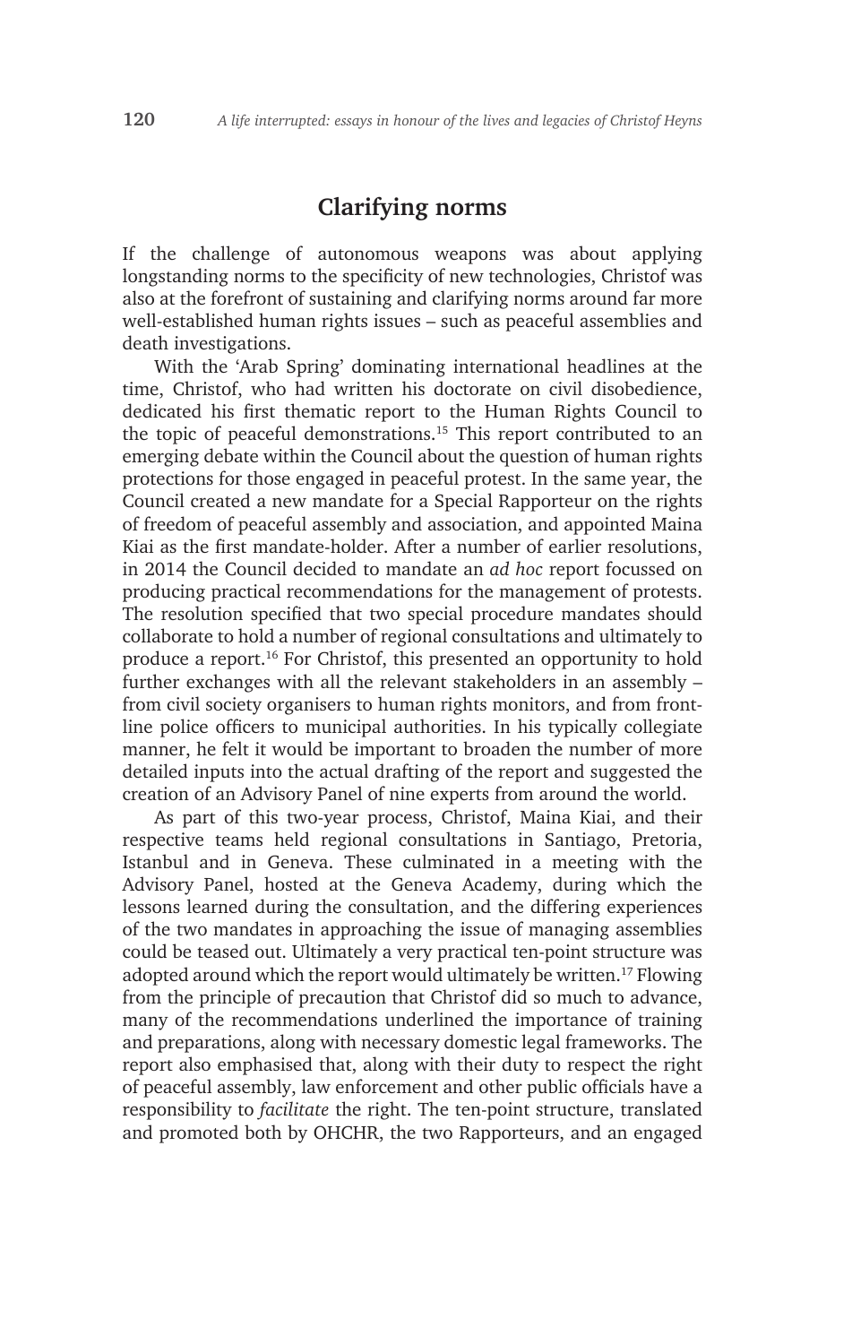## Clarifying norms

If the challenge of autonomous weapons was about applying longstanding norms to the specificity of new technologies, Christof was also at the forefront of sustaining and clarifying norms around far more well-established human rights issues – such as peaceful assemblies and death investigations.

With the 'Arab Spring' dominating international headlines at the time, Christof, who had written his doctorate on civil disobedience, dedicated his first thematic report to the Human Rights Council to the topic of peaceful demonstrations.[15] This report contributed to an emerging debate within the Council about the question of human rights protections for those engaged in peaceful protest. In the same year, the Council created a new mandate for a Special Rapporteur on the rights of freedom of peaceful assembly and association, and appointed Maina Kiai as the first mandate-holder. After a number of earlier resolutions, in 2014 the Council decided to mandate an *ad hoc* report focussed on producing practical recommendations for the management of protests. The resolution specified that two special procedure mandates should collaborate to hold a number of regional consultations and ultimately to produce a report.[16] For Christof, this presented an opportunity to hold further exchanges with all the relevant stakeholders in an assembly – from civil society organisers to human rights monitors, and from front-line police officers to municipal authorities. In his typically collegiate manner, he felt it would be important to broaden the number of more detailed inputs into the actual drafting of the report and suggested the creation of an Advisory Panel of nine experts from around the world.

As part of this two-year process, Christof, Maina Kiai, and their respective teams held regional consultations in Santiago, Pretoria, Istanbul and in Geneva. These culminated in a meeting with the Advisory Panel, hosted at the Geneva Academy, during which the lessons learned during the consultation, and the differing experiences of the two mandates in approaching the issue of managing assemblies could be teased out. Ultimately a very practical ten-point structure was adopted around which the report would ultimately be written.[17] Flowing from the principle of precaution that Christof did so much to advance, many of the recommendations underlined the importance of training and preparations, along with necessary domestic legal frameworks. The report also emphasised that, along with their duty to respect the right of peaceful assembly, law enforcement and other public officials have a responsibility to *facilitate* the right. The ten-point structure, translated and promoted both by OHCHR, the two Rapporteurs, and an engaged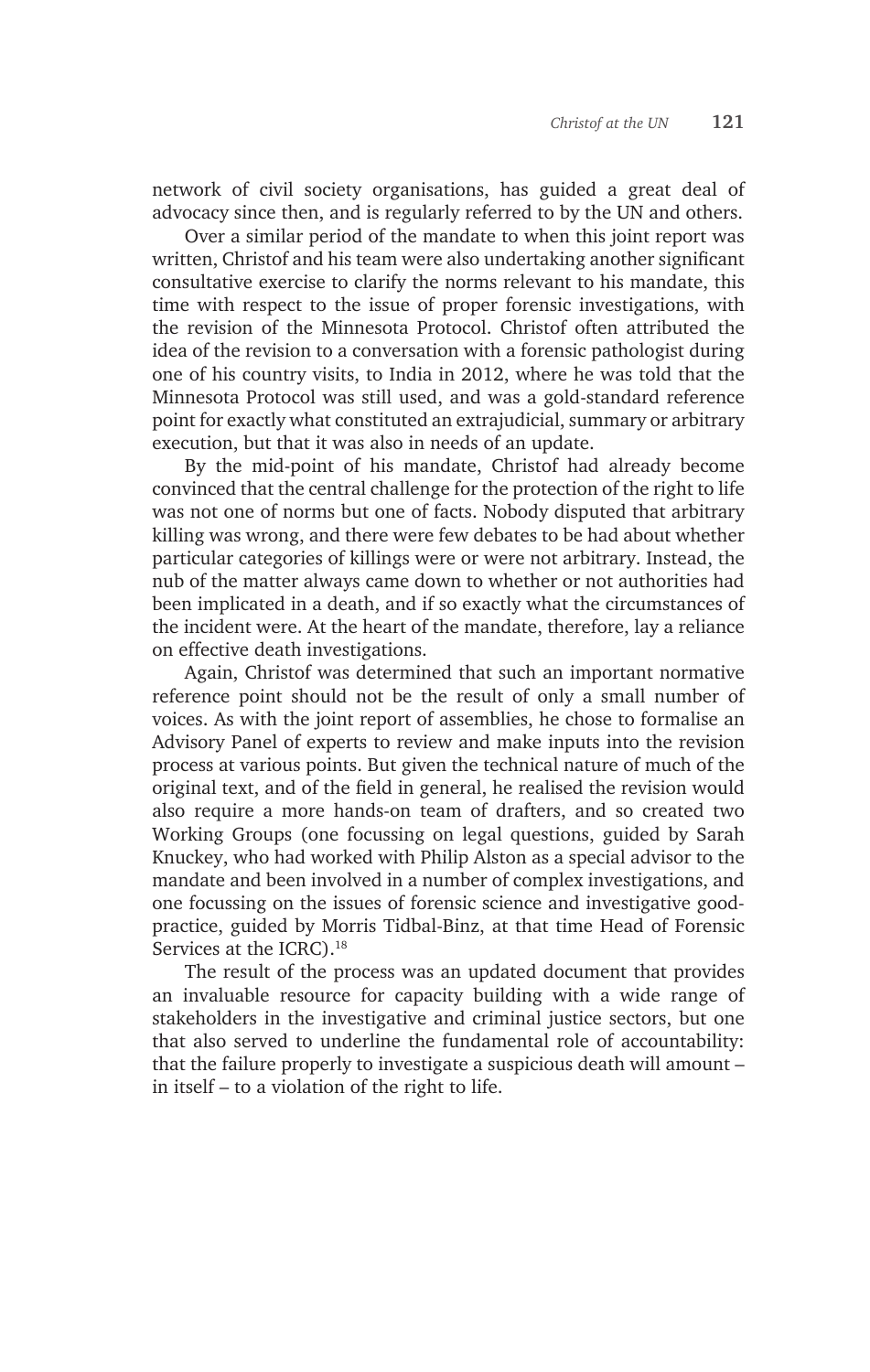network of civil society organisations, has guided a great deal of advocacy since then, and is regularly referred to by the UN and others.

Over a similar period of the mandate to when this joint report was written, Christof and his team were also undertaking another significant consultative exercise to clarify the norms relevant to his mandate, this time with respect to the issue of proper forensic investigations, with the revision of the Minnesota Protocol. Christof often attributed the idea of the revision to a conversation with a forensic pathologist during one of his country visits, to India in 2012, where he was told that the Minnesota Protocol was still used, and was a gold-standard reference point for exactly what constituted an extrajudicial, summary or arbitrary execution, but that it was also in needs of an update.

By the mid-point of his mandate, Christof had already become convinced that the central challenge for the protection of the right to life was not one of norms but one of facts. Nobody disputed that arbitrary killing was wrong, and there were few debates to be had about whether particular categories of killings were or were not arbitrary. Instead, the nub of the matter always came down to whether or not authorities had been implicated in a death, and if so exactly what the circumstances of the incident were. At the heart of the mandate, therefore, lay a reliance on effective death investigations.

Again, Christof was determined that such an important normative reference point should not be the result of only a small number of voices. As with the joint report of assemblies, he chose to formalise an Advisory Panel of experts to review and make inputs into the revision process at various points. But given the technical nature of much of the original text, and of the field in general, he realised the revision would also require a more hands-on team of drafters, and so created two Working Groups (one focussing on legal questions, guided by Sarah Knuckey, who had worked with Philip Alston as a special advisor to the mandate and been involved in a number of complex investigations, and one focussing on the issues of forensic science and investigative good-practice, guided by Morris Tidbal-Binz, at that time Head of Forensic Services at the ICRC).[18]

The result of the process was an updated document that provides an invaluable resource for capacity building with a wide range of stakeholders in the investigative and criminal justice sectors, but one that also served to underline the fundamental role of accountability: that the failure properly to investigate a suspicious death will amount – in itself – to a violation of the right to life.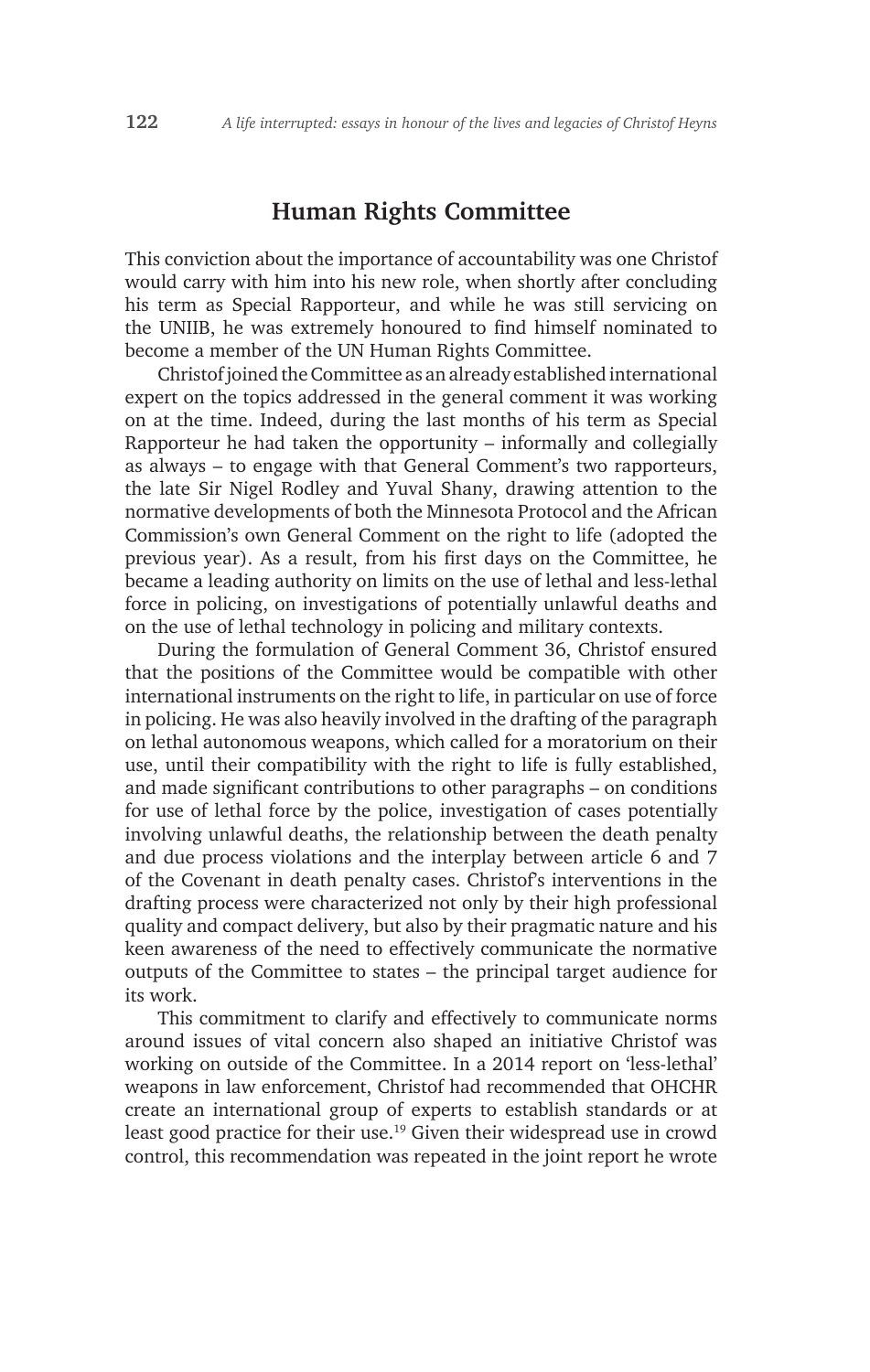## Human Rights Committee

This conviction about the importance of accountability was one Christof would carry with him into his new role, when shortly after concluding his term as Special Rapporteur, and while he was still servicing on the UNIIB, he was extremely honoured to find himself nominated to become a member of the UN Human Rights Committee.

Christof joined the Committee as an already established international expert on the topics addressed in the general comment it was working on at the time. Indeed, during the last months of his term as Special Rapporteur he had taken the opportunity – informally and collegially as always – to engage with that General Comment's two rapporteurs, the late Sir Nigel Rodley and Yuval Shany, drawing attention to the normative developments of both the Minnesota Protocol and the African Commission's own General Comment on the right to life (adopted the previous year). As a result, from his first days on the Committee, he became a leading authority on limits on the use of lethal and less-lethal force in policing, on investigations of potentially unlawful deaths and on the use of lethal technology in policing and military contexts.

During the formulation of General Comment 36, Christof ensured that the positions of the Committee would be compatible with other international instruments on the right to life, in particular on use of force in policing. He was also heavily involved in the drafting of the paragraph on lethal autonomous weapons, which called for a moratorium on their use, until their compatibility with the right to life is fully established, and made significant contributions to other paragraphs – on conditions for use of lethal force by the police, investigation of cases potentially involving unlawful deaths, the relationship between the death penalty and due process violations and the interplay between article 6 and 7 of the Covenant in death penalty cases. Christof's interventions in the drafting process were characterized not only by their high professional quality and compact delivery, but also by their pragmatic nature and his keen awareness of the need to effectively communicate the normative outputs of the Committee to states – the principal target audience for its work.

This commitment to clarify and effectively to communicate norms around issues of vital concern also shaped an initiative Christof was working on outside of the Committee. In a 2014 report on 'less-lethal' weapons in law enforcement, Christof had recommended that OHCHR create an international group of experts to establish standards or at least good practice for their use.[19] Given their widespread use in crowd control, this recommendation was repeated in the joint report he wrote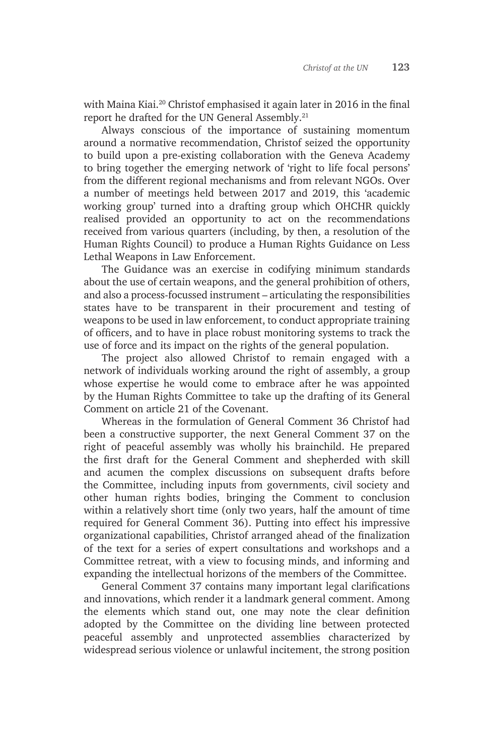with Maina Kiai.[20] Christof emphasised it again later in 2016 in the final report he drafted for the UN General Assembly.[21]

Always conscious of the importance of sustaining momentum around a normative recommendation, Christof seized the opportunity to build upon a pre-existing collaboration with the Geneva Academy to bring together the emerging network of 'right to life focal persons' from the different regional mechanisms and from relevant NGOs. Over a number of meetings held between 2017 and 2019, this 'academic working group' turned into a drafting group which OHCHR quickly realised provided an opportunity to act on the recommendations received from various quarters (including, by then, a resolution of the Human Rights Council) to produce a Human Rights Guidance on Less Lethal Weapons in Law Enforcement.

The Guidance was an exercise in codifying minimum standards about the use of certain weapons, and the general prohibition of others, and also a process-focussed instrument – articulating the responsibilities states have to be transparent in their procurement and testing of weapons to be used in law enforcement, to conduct appropriate training of officers, and to have in place robust monitoring systems to track the use of force and its impact on the rights of the general population.

The project also allowed Christof to remain engaged with a network of individuals working around the right of assembly, a group whose expertise he would come to embrace after he was appointed by the Human Rights Committee to take up the drafting of its General Comment on article 21 of the Covenant.

Whereas in the formulation of General Comment 36 Christof had been a constructive supporter, the next General Comment 37 on the right of peaceful assembly was wholly his brainchild. He prepared the first draft for the General Comment and shepherded with skill and acumen the complex discussions on subsequent drafts before the Committee, including inputs from governments, civil society and other human rights bodies, bringing the Comment to conclusion within a relatively short time (only two years, half the amount of time required for General Comment 36). Putting into effect his impressive organizational capabilities, Christof arranged ahead of the finalization of the text for a series of expert consultations and workshops and a Committee retreat, with a view to focusing minds, and informing and expanding the intellectual horizons of the members of the Committee.

General Comment 37 contains many important legal clarifications and innovations, which render it a landmark general comment. Among the elements which stand out, one may note the clear definition adopted by the Committee on the dividing line between protected peaceful assembly and unprotected assemblies characterized by widespread serious violence or unlawful incitement, the strong position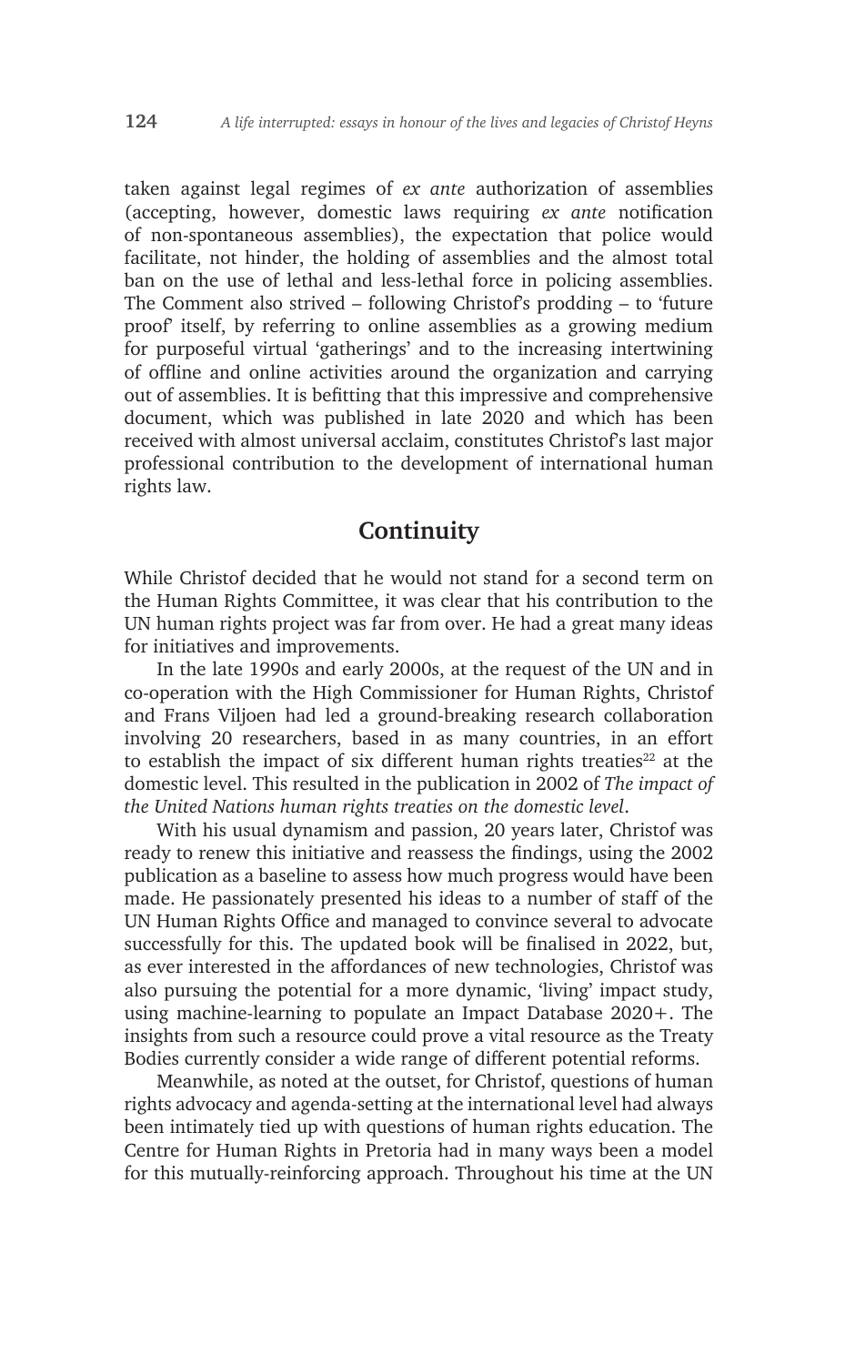taken against legal regimes of *ex ante* authorization of assemblies (accepting, however, domestic laws requiring *ex ante* notification of non-spontaneous assemblies), the expectation that police would facilitate, not hinder, the holding of assemblies and the almost total ban on the use of lethal and less-lethal force in policing assemblies. The Comment also strived – following Christof's prodding – to 'future proof' itself, by referring to online assemblies as a growing medium for purposeful virtual 'gatherings' and to the increasing intertwining of offline and online activities around the organization and carrying out of assemblies. It is befitting that this impressive and comprehensive document, which was published in late 2020 and which has been received with almost universal acclaim, constitutes Christof's last major professional contribution to the development of international human rights law.

## Continuity

While Christof decided that he would not stand for a second term on the Human Rights Committee, it was clear that his contribution to the UN human rights project was far from over. He had a great many ideas for initiatives and improvements.

In the late 1990s and early 2000s, at the request of the UN and in co-operation with the High Commissioner for Human Rights, Christof and Frans Viljoen had led a ground-breaking research collaboration involving 20 researchers, based in as many countries, in an effort to establish the impact of six different human rights treaties[22] at the domestic level. This resulted in the publication in 2002 of *The impact of the United Nations human rights treaties on the domestic level*.

With his usual dynamism and passion, 20 years later, Christof was ready to renew this initiative and reassess the findings, using the 2002 publication as a baseline to assess how much progress would have been made. He passionately presented his ideas to a number of staff of the UN Human Rights Office and managed to convince several to advocate successfully for this. The updated book will be finalised in 2022, but, as ever interested in the affordances of new technologies, Christof was also pursuing the potential for a more dynamic, 'living' impact study, using machine-learning to populate an Impact Database 2020+. The insights from such a resource could prove a vital resource as the Treaty Bodies currently consider a wide range of different potential reforms.

Meanwhile, as noted at the outset, for Christof, questions of human rights advocacy and agenda-setting at the international level had always been intimately tied up with questions of human rights education. The Centre for Human Rights in Pretoria had in many ways been a model for this mutually-reinforcing approach. Throughout his time at the UN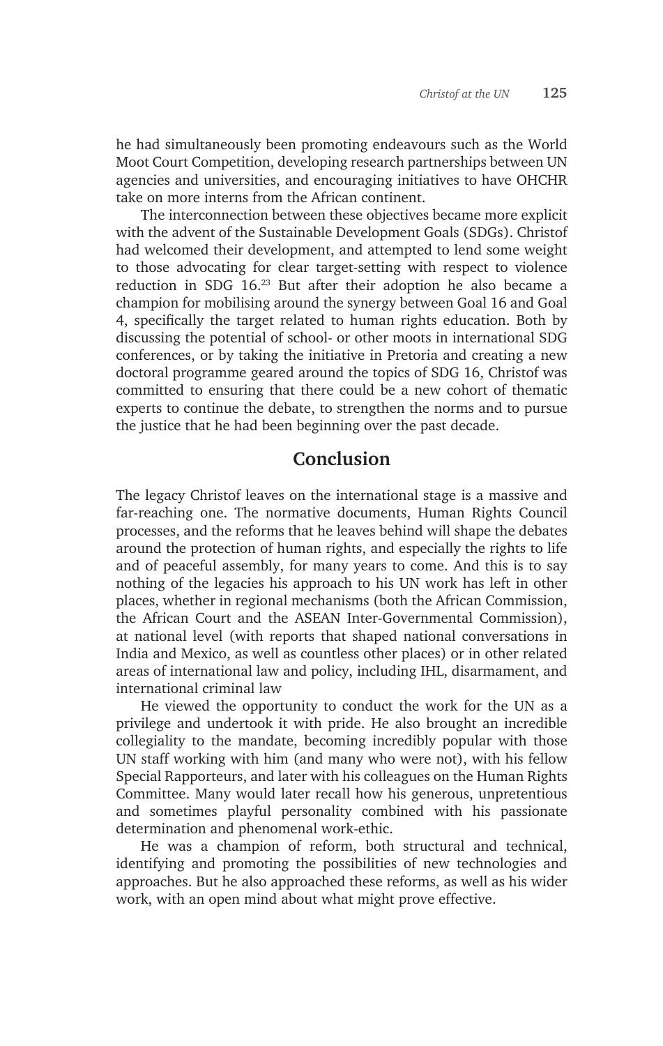he had simultaneously been promoting endeavours such as the World Moot Court Competition, developing research partnerships between UN agencies and universities, and encouraging initiatives to have OHCHR take on more interns from the African continent.

The interconnection between these objectives became more explicit with the advent of the Sustainable Development Goals (SDGs). Christof had welcomed their development, and attempted to lend some weight to those advocating for clear target-setting with respect to violence reduction in SDG 16.[23] But after their adoption he also became a champion for mobilising around the synergy between Goal 16 and Goal 4, specifically the target related to human rights education. Both by discussing the potential of school- or other moots in international SDG conferences, or by taking the initiative in Pretoria and creating a new doctoral programme geared around the topics of SDG 16, Christof was committed to ensuring that there could be a new cohort of thematic experts to continue the debate, to strengthen the norms and to pursue the justice that he had been beginning over the past decade.

## Conclusion

The legacy Christof leaves on the international stage is a massive and far-reaching one. The normative documents, Human Rights Council processes, and the reforms that he leaves behind will shape the debates around the protection of human rights, and especially the rights to life and of peaceful assembly, for many years to come. And this is to say nothing of the legacies his approach to his UN work has left in other places, whether in regional mechanisms (both the African Commission, the African Court and the ASEAN Inter-Governmental Commission), at national level (with reports that shaped national conversations in India and Mexico, as well as countless other places) or in other related areas of international law and policy, including IHL, disarmament, and international criminal law

He viewed the opportunity to conduct the work for the UN as a privilege and undertook it with pride. He also brought an incredible collegiality to the mandate, becoming incredibly popular with those UN staff working with him (and many who were not), with his fellow Special Rapporteurs, and later with his colleagues on the Human Rights Committee. Many would later recall how his generous, unpretentious and sometimes playful personality combined with his passionate determination and phenomenal work-ethic.

He was a champion of reform, both structural and technical, identifying and promoting the possibilities of new technologies and approaches. But he also approached these reforms, as well as his wider work, with an open mind about what might prove effective.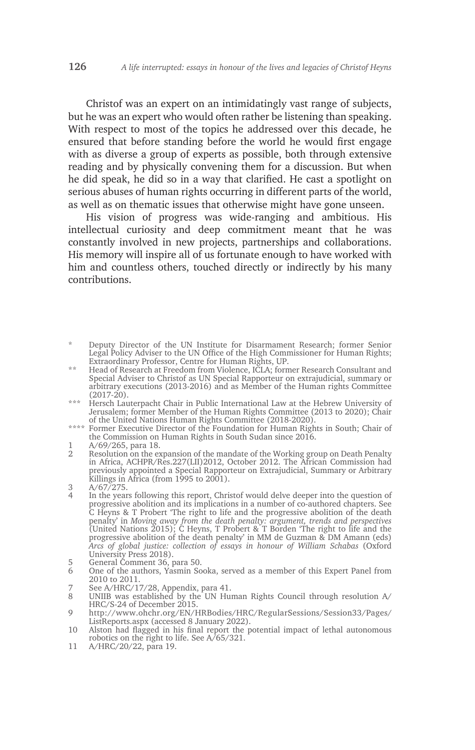Christof was an expert on an intimidatingly vast range of subjects, but he was an expert who would often rather be listening than speaking. With respect to most of the topics he addressed over this decade, he ensured that before standing before the world he would first engage with as diverse a group of experts as possible, both through extensive reading and by physically convening them for a discussion. But when he did speak, he did so in a way that clarified. He cast a spotlight on serious abuses of human rights occurring in different parts of the world, as well as on thematic issues that otherwise might have gone unseen.

His vision of progress was wide-ranging and ambitious. His intellectual curiosity and deep commitment meant that he was constantly involved in new projects, partnerships and collaborations. His memory will inspire all of us fortunate enough to have worked with him and countless others, touched directly or indirectly by his many contributions.

---

\* Deputy Director of the UN Institute for Disarmament Research; former Senior Legal Policy Adviser to the UN Office of the High Commissioner for Human Rights; Extraordinary Professor, Centre for Human Rights, UP.

\*\* Head of Research at Freedom from Violence, ICLA; former Research Consultant and Special Adviser to Christof as UN Special Rapporteur on extrajudicial, summary or arbitrary executions (2013-2016) and as Member of the Human rights Committee (2017-20).

\*\*\* Hersch Lauterpacht Chair in Public International Law at the Hebrew University of Jerusalem; former Member of the Human Rights Committee (2013 to 2020); Chair of the United Nations Human Rights Committee (2018-2020).

\*\*\*\* Former Executive Director of the Foundation for Human Rights in South; Chair of the Commission on Human Rights in South Sudan since 2016.

1 A/69/265, para 18.

2 Resolution on the expansion of the mandate of the Working group on Death Penalty in Africa, ACHPR/Res.227(LII)2012, October 2012. The African Commission had previously appointed a Special Rapporteur on Extrajudicial, Summary or Arbitrary Killings in Africa (from 1995 to 2001).

3 A/67/275.

4 In the years following this report, Christof would delve deeper into the question of progressive abolition and its implications in a number of co-authored chapters. See C Heyns & T Probert 'The right to life and the progressive abolition of the death penalty' in *Moving away from the death penalty: argument, trends and perspectives* (United Nations 2015); C Heyns, T Probert & T Borden 'The right to life and the progressive abolition of the death penalty' in MM de Guzman & DM Amann (eds) *Arcs of global justice: collection of essays in honour of William Schabas* (Oxford University Press 2018).

5 General Comment 36, para 50.

6 One of the authors, Yasmin Sooka, served as a member of this Expert Panel from 2010 to 2011.

7 See A/HRC/17/28, Appendix, para 41.

8 UNIIB was established by the UN Human Rights Council through resolution A/HRC/S-24 of December 2015.

9 http://www.ohchr.org/EN/HRBodies/HRC/RegularSessions/Session33/Pages/ListReports.aspx (accessed 8 January 2022).

10 Alston had flagged in his final report the potential impact of lethal autonomous robotics on the right to life. See A/65/321.

11 A/HRC/20/22, para 19.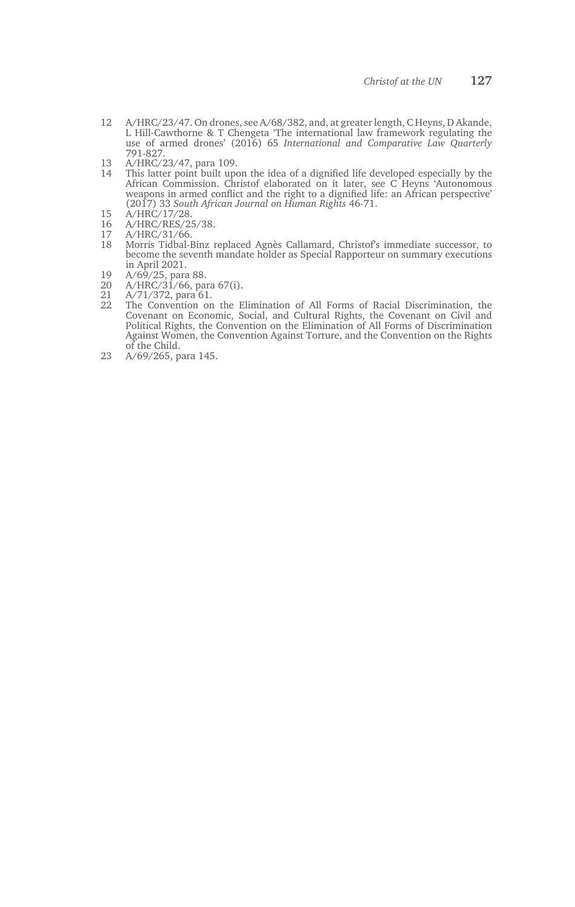12 A/HRC/23/47. On drones, see A/68/382, and, at greater length, C Heyns, D Akande, L Hill-Cawthorne & T Chengeta 'The international law framework regulating the use of armed drones' (2016) 65 *International and Comparative Law Quarterly* 791-827.

13 A/HRC/23/47, para 109.

14 This latter point built upon the idea of a dignified life developed especially by the African Commission. Christof elaborated on it later, see C Heyns 'Autonomous weapons in armed conflict and the right to a dignified life: an African perspective' (2017) 33 *South African Journal on Human Rights* 46-71.

15 A/HRC/17/28.

16 A/HRC/RES/25/38.

17 A/HRC/31/66.

18 Morris Tidbal-Binz replaced Agnès Callamard, Christof's immediate successor, to become the seventh mandate holder as Special Rapporteur on summary executions in April 2021.

19 A/69/25, para 88.

20 A/HRC/31/66, para 67(i).

21 A/71/372, para 61.

22 The Convention on the Elimination of All Forms of Racial Discrimination, the Covenant on Economic, Social, and Cultural Rights, the Covenant on Civil and Political Rights, the Convention on the Elimination of All Forms of Discrimination Against Women, the Convention Against Torture, and the Convention on the Rights of the Child.

23 A/69/265, para 145.